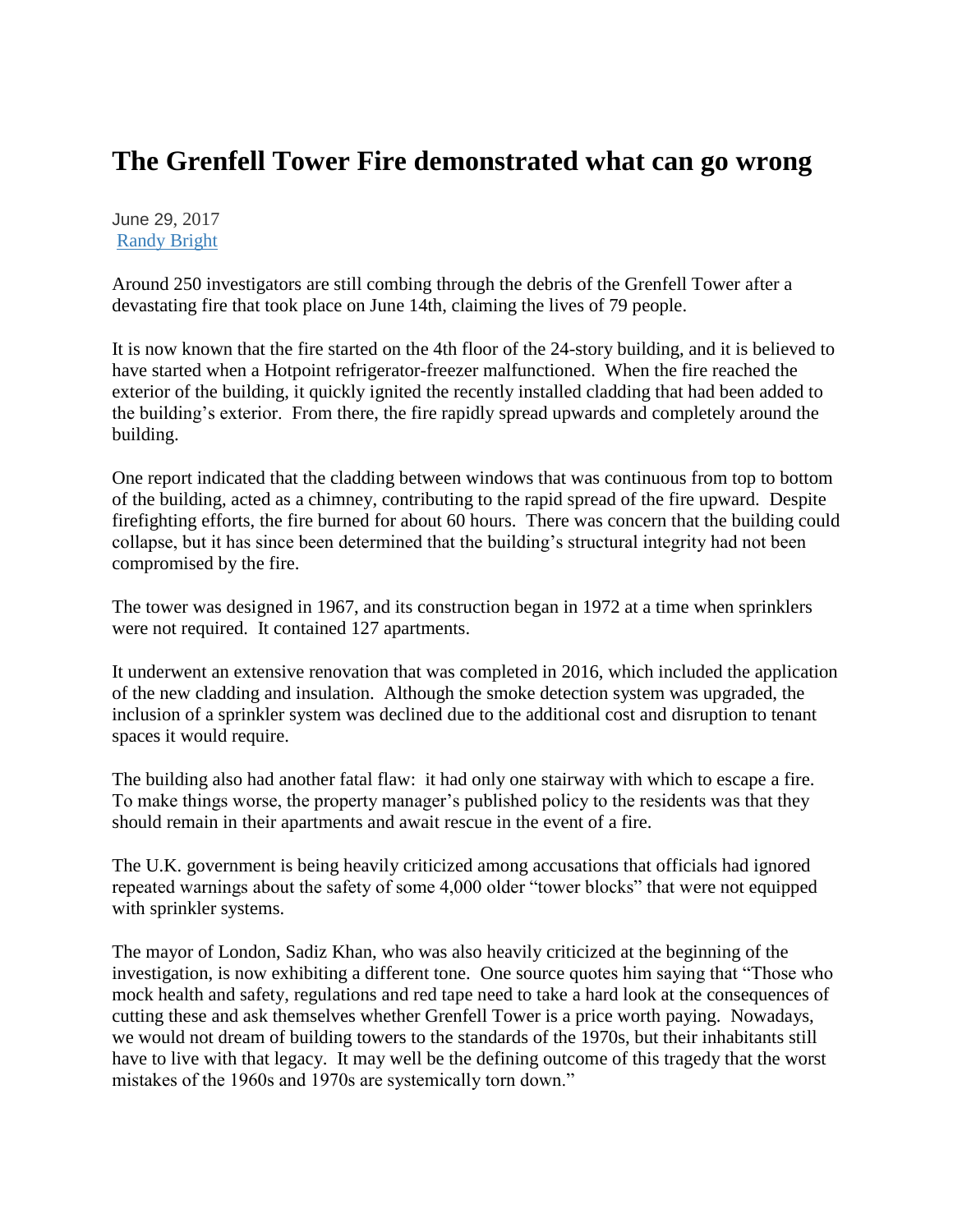# The Grenfell Tower Fire demonstrated what can go wrong

June 29, 2017
[Randy Bright]

Around 250 investigators are still combing through the debris of the Grenfell Tower after a devastating fire that took place on June 14th, claiming the lives of 79 people.

It is now known that the fire started on the 4th floor of the 24-story building, and it is believed to have started when a Hotpoint refrigerator-freezer malfunctioned. When the fire reached the exterior of the building, it quickly ignited the recently installed cladding that had been added to the building's exterior. From there, the fire rapidly spread upwards and completely around the building.

One report indicated that the cladding between windows that was continuous from top to bottom of the building, acted as a chimney, contributing to the rapid spread of the fire upward. Despite firefighting efforts, the fire burned for about 60 hours. There was concern that the building could collapse, but it has since been determined that the building's structural integrity had not been compromised by the fire.

The tower was designed in 1967, and its construction began in 1972 at a time when sprinklers were not required. It contained 127 apartments.

It underwent an extensive renovation that was completed in 2016, which included the application of the new cladding and insulation. Although the smoke detection system was upgraded, the inclusion of a sprinkler system was declined due to the additional cost and disruption to tenant spaces it would require.

The building also had another fatal flaw: it had only one stairway with which to escape a fire. To make things worse, the property manager's published policy to the residents was that they should remain in their apartments and await rescue in the event of a fire.

The U.K. government is being heavily criticized among accusations that officials had ignored repeated warnings about the safety of some 4,000 older "tower blocks" that were not equipped with sprinkler systems.

The mayor of London, Sadiz Khan, who was also heavily criticized at the beginning of the investigation, is now exhibiting a different tone. One source quotes him saying that "Those who mock health and safety, regulations and red tape need to take a hard look at the consequences of cutting these and ask themselves whether Grenfell Tower is a price worth paying. Nowadays, we would not dream of building towers to the standards of the 1970s, but their inhabitants still have to live with that legacy. It may well be the defining outcome of this tragedy that the worst mistakes of the 1960s and 1970s are systemically torn down."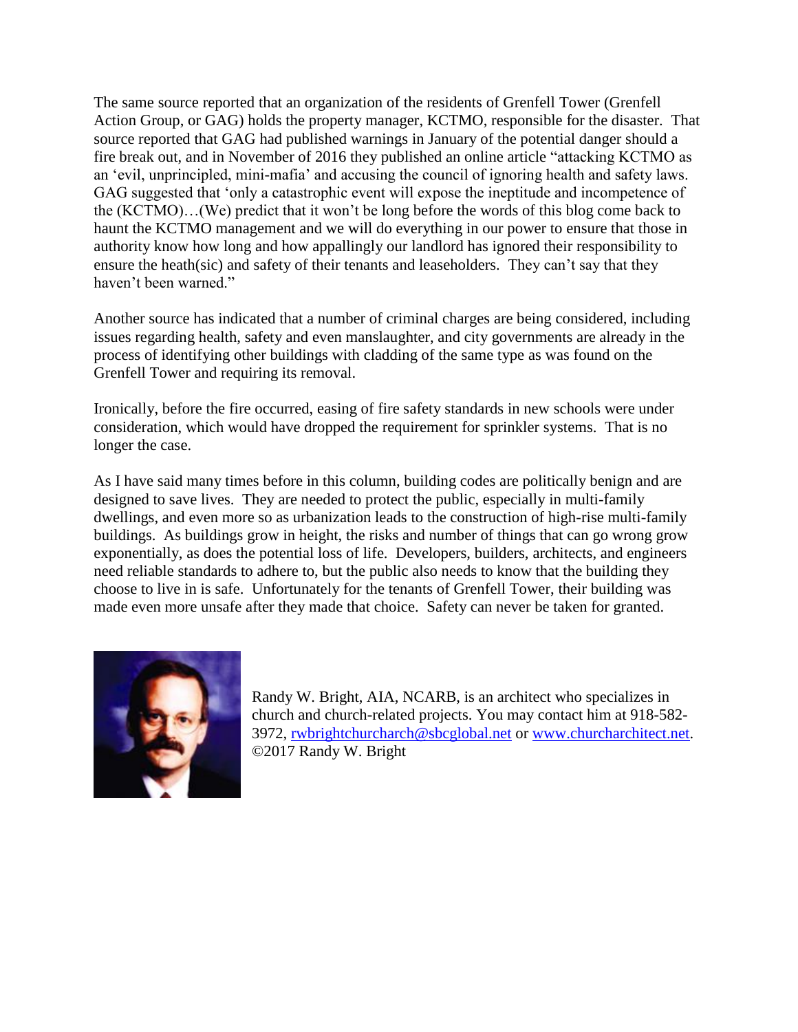The same source reported that an organization of the residents of Grenfell Tower (Grenfell Action Group, or GAG) holds the property manager, KCTMO, responsible for the disaster. That source reported that GAG had published warnings in January of the potential danger should a fire break out, and in November of 2016 they published an online article "attacking KCTMO as an 'evil, unprincipled, mini-mafia' and accusing the council of ignoring health and safety laws. GAG suggested that 'only a catastrophic event will expose the ineptitude and incompetence of the (KCTMO)…(We) predict that it won't be long before the words of this blog come back to haunt the KCTMO management and we will do everything in our power to ensure that those in authority know how long and how appallingly our landlord has ignored their responsibility to ensure the heath(sic) and safety of their tenants and leaseholders. They can't say that they haven't been warned."

Another source has indicated that a number of criminal charges are being considered, including issues regarding health, safety and even manslaughter, and city governments are already in the process of identifying other buildings with cladding of the same type as was found on the Grenfell Tower and requiring its removal.

Ironically, before the fire occurred, easing of fire safety standards in new schools were under consideration, which would have dropped the requirement for sprinkler systems. That is no longer the case.

As I have said many times before in this column, building codes are politically benign and are designed to save lives. They are needed to protect the public, especially in multi-family dwellings, and even more so as urbanization leads to the construction of high-rise multi-family buildings. As buildings grow in height, the risks and number of things that can go wrong grow exponentially, as does the potential loss of life. Developers, builders, architects, and engineers need reliable standards to adhere to, but the public also needs to know that the building they choose to live in is safe. Unfortunately for the tenants of Grenfell Tower, their building was made even more unsafe after they made that choice. Safety can never be taken for granted.

Randy W. Bright, AIA, NCARB, is an architect who specializes in church and church-related projects. You may contact him at 918-582-3972, rwbrightchurcharch@sbcglobal.net or www.churcharchitect.net. ©2017 Randy W. Bright